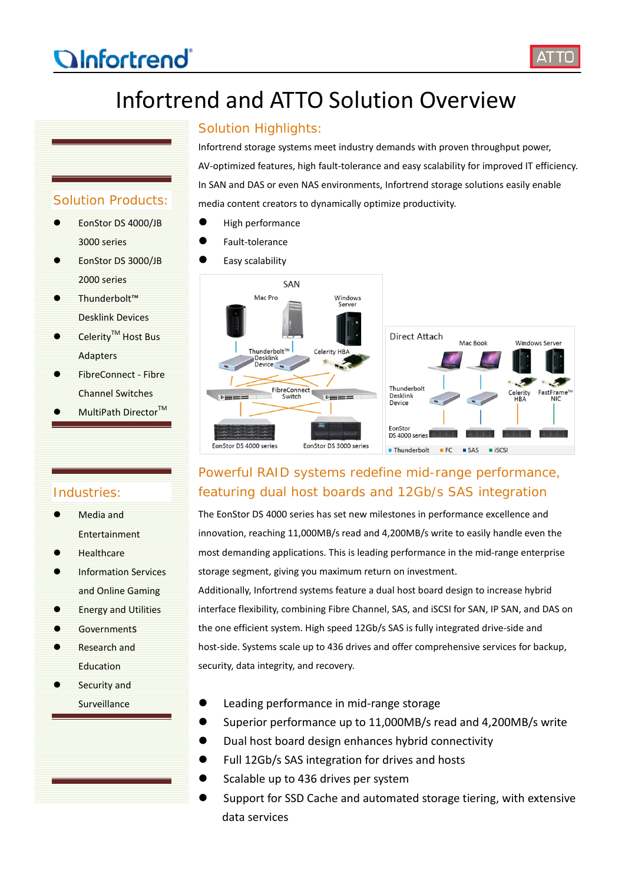# Infortrend and ATTO Solution Overview

## Solution Products:

- EonStor DS 4000/JB 3000 series
- EonStor DS 3000/JB 2000 series
- Thunderbolt™ Desklink Devices
- Celerity™ Host Bus Adapters
- FibreConnect - Fibre Channel Switches
- MultiPath Director™

## Industries:

- Media and Entertainment
- Healthcare
- Information Services and Online Gaming
- Energy and Utilities
- GovernmentS
- Research and Education
- Security and Surveillance

## Solution Highlights:

Infortrend storage systems meet industry demands with proven throughput power, AV-optimized features, high fault-tolerance and easy scalability for improved IT efficiency. In SAN and DAS or even NAS environments, Infortrend storage solutions easily enable media content creators to dynamically optimize productivity.

- High performance
- Fault-tolerance
- Easy scalability

## Powerful RAID systems redefine mid-range performance, featuring dual host boards and 12Gb/s SAS integration

The EonStor DS 4000 series has set new milestones in performance excellence and innovation, reaching 11,000MB/s read and 4,200MB/s write to easily handle even the most demanding applications. This is leading performance in the mid-range enterprise storage segment, giving you maximum return on investment.

Additionally, Infortrend systems feature a dual host board design to increase hybrid interface flexibility, combining Fibre Channel, SAS, and iSCSI for SAN, IP SAN, and DAS on the one efficient system. High speed 12Gb/s SAS is fully integrated drive-side and host-side. Systems scale up to 436 drives and offer comprehensive services for backup, security, data integrity, and recovery.

- Leading performance in mid-range storage
- Superior performance up to 11,000MB/s read and 4,200MB/s write
- Dual host board design enhances hybrid connectivity
- Full 12Gb/s SAS integration for drives and hosts
- Scalable up to 436 drives per system
- Support for SSD Cache and automated storage tiering, with extensive data services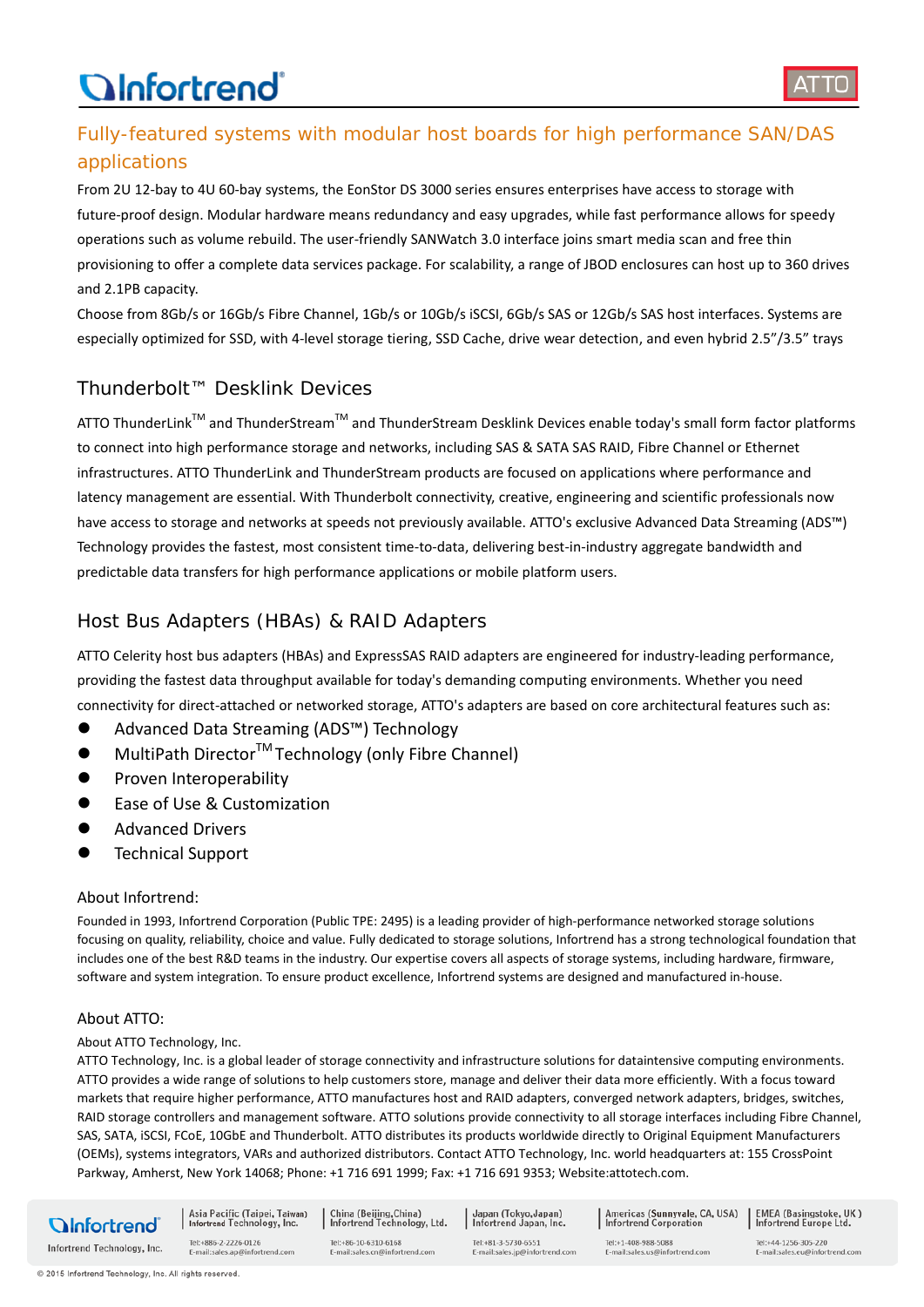## Fully-featured systems with modular host boards for high performance SAN/DAS applications

From 2U 12-bay to 4U 60-bay systems, the EonStor DS 3000 series ensures enterprises have access to storage with future-proof design. Modular hardware means redundancy and easy upgrades, while fast performance allows for speedy operations such as volume rebuild. The user-friendly SANWatch 3.0 interface joins smart media scan and free thin provisioning to offer a complete data services package. For scalability, a range of JBOD enclosures can host up to 360 drives and 2.1PB capacity.

Choose from 8Gb/s or 16Gb/s Fibre Channel, 1Gb/s or 10Gb/s iSCSI, 6Gb/s SAS or 12Gb/s SAS host interfaces. Systems are especially optimized for SSD, with 4-level storage tiering, SSD Cache, drive wear detection, and even hybrid 2.5"/3.5" trays

## Thunderbolt™ Desklink Devices

ATTO ThunderLink™ and ThunderStream™ and ThunderStream Desklink Devices enable today's small form factor platforms to connect into high performance storage and networks, including SAS & SATA SAS RAID, Fibre Channel or Ethernet infrastructures. ATTO ThunderLink and ThunderStream products are focused on applications where performance and latency management are essential. With Thunderbolt connectivity, creative, engineering and scientific professionals now have access to storage and networks at speeds not previously available. ATTO's exclusive Advanced Data Streaming (ADS™) Technology provides the fastest, most consistent time-to-data, delivering best-in-industry aggregate bandwidth and predictable data transfers for high performance applications or mobile platform users.

## Host Bus Adapters (HBAs) & RAID Adapters

ATTO Celerity host bus adapters (HBAs) and ExpressSAS RAID adapters are engineered for industry-leading performance, providing the fastest data throughput available for today's demanding computing environments. Whether you need connectivity for direct-attached or networked storage, ATTO's adapters are based on core architectural features such as:

- Advanced Data Streaming (ADS™) Technology
- MultiPath Director™ Technology (only Fibre Channel)
- Proven Interoperability
- Ease of Use & Customization
- Advanced Drivers
- Technical Support

### About Infortrend:

Founded in 1993, Infortrend Corporation (Public TPE: 2495) is a leading provider of high-performance networked storage solutions focusing on quality, reliability, choice and value. Fully dedicated to storage solutions, Infortrend has a strong technological foundation that includes one of the best R&D teams in the industry. Our expertise covers all aspects of storage systems, including hardware, firmware, software and system integration. To ensure product excellence, Infortrend systems are designed and manufactured in-house.

### About ATTO:

About ATTO Technology, Inc.

ATTO Technology, Inc. is a global leader of storage connectivity and infrastructure solutions for dataintensive computing environments. ATTO provides a wide range of solutions to help customers store, manage and deliver their data more efficiently. With a focus toward markets that require higher performance, ATTO manufactures host and RAID adapters, converged network adapters, bridges, switches, RAID storage controllers and management software. ATTO solutions provide connectivity to all storage interfaces including Fibre Channel, SAS, SATA, iSCSI, FCoE, 10GbE and Thunderbolt. ATTO distributes its products worldwide directly to Original Equipment Manufacturers (OEMs), systems integrators, VARs and authorized distributors. Contact ATTO Technology, Inc. world headquarters at: 155 CrossPoint Parkway, Amherst, New York 14068; Phone: +1 716 691 1999; Fax: +1 716 691 9353; Website:attotech.com.

Infortrend Technology, Inc.

| Asia Pacific (Taipei, Taiwan) | China (Beijing, China) | Japan (Tokyo, Japan) | Americas (Sunnyvale, CA, USA) | EMEA (Basingstoke, UK) |
|---|---|---|---|---|
| Infortrend Technology, Inc. | Infortrend Technology, Ltd. | Infortrend Japan, Inc. | Infortrend Corporation | Infortrend Europe Ltd. |
| Tel:+886-2-2226-0126 | Tel:+86-10-6310-6168 | Tel:+81-3-5730-6551 | Tel:+1-408-988-5088 | Tel:+44-1256-305-220 |
| E-mail:sales.ap@infortrend.com | E-mail:sales.cn@infortrend.com | E-mail:sales.jp@infortrend.com | E-mail:sales.us@infortrend.com | E-mail:sales.eu@infortrend.com |

© 2015 Infortrend Technology, Inc. All rights reserved.